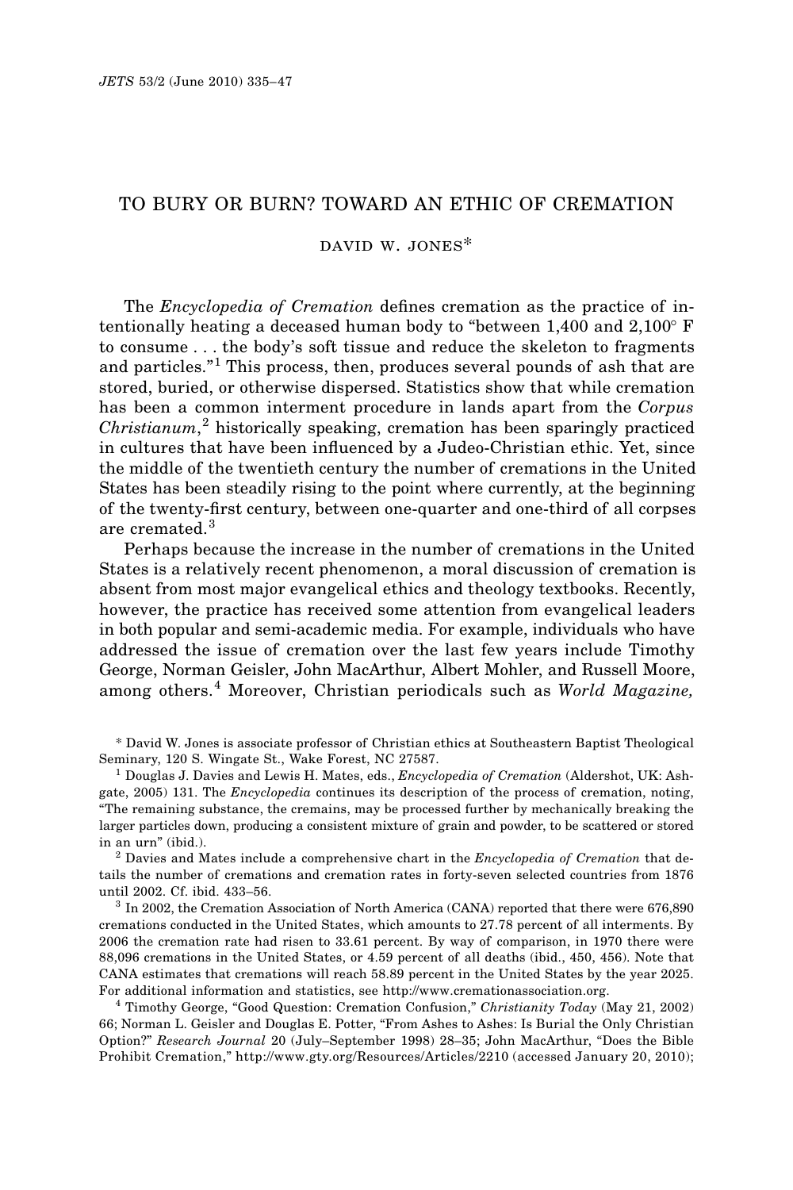# TO BURY OR BURN? TOWARD AN ETHIC OF CREMATION

DAVID W. JONES*

The *Encyclopedia of Cremation* defines cremation as the practice of intentionally heating a deceased human body to "between 1,400 and 2,100° F to consume . . . the body's soft tissue and reduce the skeleton to fragments and particles."[1] This process, then, produces several pounds of ash that are stored, buried, or otherwise dispersed. Statistics show that while cremation has been a common interment procedure in lands apart from the *Corpus Christianum*,[2] historically speaking, cremation has been sparingly practiced in cultures that have been influenced by a Judeo-Christian ethic. Yet, since the middle of the twentieth century the number of cremations in the United States has been steadily rising to the point where currently, at the beginning of the twenty-first century, between one-quarter and one-third of all corpses are cremated.[3]

Perhaps because the increase in the number of cremations in the United States is a relatively recent phenomenon, a moral discussion of cremation is absent from most major evangelical ethics and theology textbooks. Recently, however, the practice has received some attention from evangelical leaders in both popular and semi-academic media. For example, individuals who have addressed the issue of cremation over the last few years include Timothy George, Norman Geisler, John MacArthur, Albert Mohler, and Russell Moore, among others.[4] Moreover, Christian periodicals such as *World Magazine,*

---

\* David W. Jones is associate professor of Christian ethics at Southeastern Baptist Theological Seminary, 120 S. Wingate St., Wake Forest, NC 27587.

[1] Douglas J. Davies and Lewis H. Mates, eds., *Encyclopedia of Cremation* (Aldershot, UK: Ashgate, 2005) 131. The *Encyclopedia* continues its description of the process of cremation, noting, "The remaining substance, the cremains, may be processed further by mechanically breaking the larger particles down, producing a consistent mixture of grain and powder, to be scattered or stored in an urn" (ibid.).

[2] Davies and Mates include a comprehensive chart in the *Encyclopedia of Cremation* that details the number of cremations and cremation rates in forty-seven selected countries from 1876 until 2002. Cf. ibid. 433–56.

[3] In 2002, the Cremation Association of North America (CANA) reported that there were 676,890 cremations conducted in the United States, which amounts to 27.78 percent of all interments. By 2006 the cremation rate had risen to 33.61 percent. By way of comparison, in 1970 there were 88,096 cremations in the United States, or 4.59 percent of all deaths (ibid., 450, 456). Note that CANA estimates that cremations will reach 58.89 percent in the United States by the year 2025. For additional information and statistics, see http://www.cremationassociation.org.

[4] Timothy George, "Good Question: Cremation Confusion," *Christianity Today* (May 21, 2002) 66; Norman L. Geisler and Douglas E. Potter, "From Ashes to Ashes: Is Burial the Only Christian Option?" *Research Journal* 20 (July–September 1998) 28–35; John MacArthur, "Does the Bible Prohibit Cremation," http://www.gty.org/Resources/Articles/2210 (accessed January 20, 2010);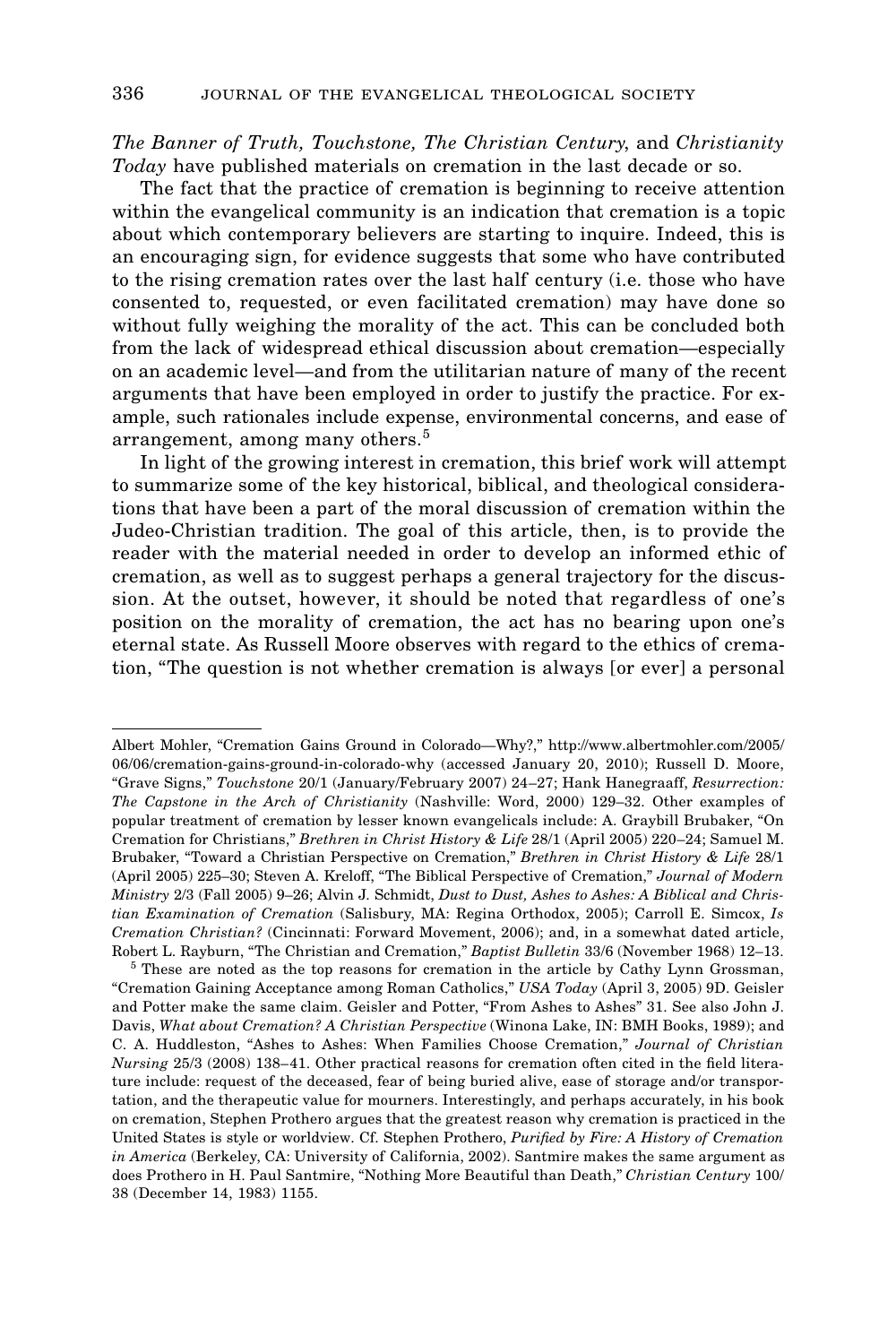*The Banner of Truth, Touchstone, The Christian Century,* and *Christianity Today* have published materials on cremation in the last decade or so.

The fact that the practice of cremation is beginning to receive attention within the evangelical community is an indication that cremation is a topic about which contemporary believers are starting to inquire. Indeed, this is an encouraging sign, for evidence suggests that some who have contributed to the rising cremation rates over the last half century (i.e. those who have consented to, requested, or even facilitated cremation) may have done so without fully weighing the morality of the act. This can be concluded both from the lack of widespread ethical discussion about cremation—especially on an academic level—and from the utilitarian nature of many of the recent arguments that have been employed in order to justify the practice. For example, such rationales include expense, environmental concerns, and ease of arrangement, among many others.[5]

In light of the growing interest in cremation, this brief work will attempt to summarize some of the key historical, biblical, and theological considerations that have been a part of the moral discussion of cremation within the Judeo-Christian tradition. The goal of this article, then, is to provide the reader with the material needed in order to develop an informed ethic of cremation, as well as to suggest perhaps a general trajectory for the discussion. At the outset, however, it should be noted that regardless of one's position on the morality of cremation, the act has no bearing upon one's eternal state. As Russell Moore observes with regard to the ethics of cremation, "The question is not whether cremation is always [or ever] a personal

---

Albert Mohler, "Cremation Gains Ground in Colorado—Why?," http://www.albertmohler.com/2005/06/06/cremation-gains-ground-in-colorado-why (accessed January 20, 2010); Russell D. Moore, "Grave Signs," *Touchstone* 20/1 (January/February 2007) 24–27; Hank Hanegraaff, *Resurrection: The Capstone in the Arch of Christianity* (Nashville: Word, 2000) 129–32. Other examples of popular treatment of cremation by lesser known evangelicals include: A. Graybill Brubaker, "On Cremation for Christians," *Brethren in Christ History & Life* 28/1 (April 2005) 220–24; Samuel M. Brubaker, "Toward a Christian Perspective on Cremation," *Brethren in Christ History & Life* 28/1 (April 2005) 225–30; Steven A. Kreloff, "The Biblical Perspective of Cremation," *Journal of Modern Ministry* 2/3 (Fall 2005) 9–26; Alvin J. Schmidt, *Dust to Dust, Ashes to Ashes: A Biblical and Christian Examination of Cremation* (Salisbury, MA: Regina Orthodox, 2005); Carroll E. Simcox, *Is Cremation Christian?* (Cincinnati: Forward Movement, 2006); and, in a somewhat dated article, Robert L. Rayburn, "The Christian and Cremation," *Baptist Bulletin* 33/6 (November 1968) 12–13.

[5] These are noted as the top reasons for cremation in the article by Cathy Lynn Grossman, "Cremation Gaining Acceptance among Roman Catholics," *USA Today* (April 3, 2005) 9D. Geisler and Potter make the same claim. Geisler and Potter, "From Ashes to Ashes" 31. See also John J. Davis, *What about Cremation? A Christian Perspective* (Winona Lake, IN: BMH Books, 1989); and C. A. Huddleston, "Ashes to Ashes: When Families Choose Cremation," *Journal of Christian Nursing* 25/3 (2008) 138–41. Other practical reasons for cremation often cited in the field literature include: request of the deceased, fear of being buried alive, ease of storage and/or transportation, and the therapeutic value for mourners. Interestingly, and perhaps accurately, in his book on cremation, Stephen Prothero argues that the greatest reason why cremation is practiced in the United States is style or worldview. Cf. Stephen Prothero, *Purified by Fire: A History of Cremation in America* (Berkeley, CA: University of California, 2002). Santmire makes the same argument as does Prothero in H. Paul Santmire, "Nothing More Beautiful than Death," *Christian Century* 100/38 (December 14, 1983) 1155.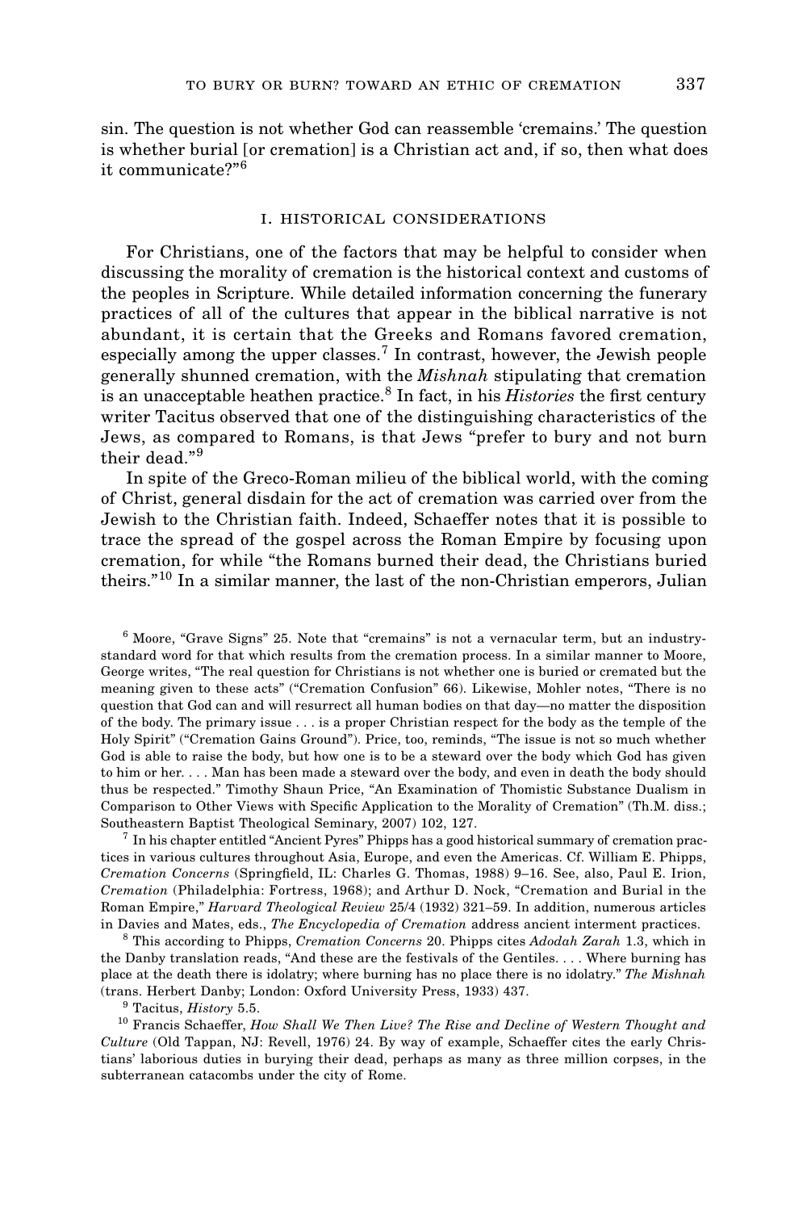sin. The question is not whether God can reassemble 'cremains.' The question is whether burial [or cremation] is a Christian act and, if so, then what does it communicate?"[6]

## I. HISTORICAL CONSIDERATIONS

For Christians, one of the factors that may be helpful to consider when discussing the morality of cremation is the historical context and customs of the peoples in Scripture. While detailed information concerning the funerary practices of all of the cultures that appear in the biblical narrative is not abundant, it is certain that the Greeks and Romans favored cremation, especially among the upper classes.[7] In contrast, however, the Jewish people generally shunned cremation, with the *Mishnah* stipulating that cremation is an unacceptable heathen practice.[8] In fact, in his *Histories* the first century writer Tacitus observed that one of the distinguishing characteristics of the Jews, as compared to Romans, is that Jews "prefer to bury and not burn their dead."[9]

In spite of the Greco-Roman milieu of the biblical world, with the coming of Christ, general disdain for the act of cremation was carried over from the Jewish to the Christian faith. Indeed, Schaeffer notes that it is possible to trace the spread of the gospel across the Roman Empire by focusing upon cremation, for while "the Romans burned their dead, the Christians buried theirs."[10] In a similar manner, the last of the non-Christian emperors, Julian

---

[6] Moore, "Grave Signs" 25. Note that "cremains" is not a vernacular term, but an industry-standard word for that which results from the cremation process. In a similar manner to Moore, George writes, "The real question for Christians is not whether one is buried or cremated but the meaning given to these acts" ("Cremation Confusion" 66). Likewise, Mohler notes, "There is no question that God can and will resurrect all human bodies on that day—no matter the disposition of the body. The primary issue . . . is a proper Christian respect for the body as the temple of the Holy Spirit" ("Cremation Gains Ground"). Price, too, reminds, "The issue is not so much whether God is able to raise the body, but how one is to be a steward over the body which God has given to him or her. . . . Man has been made a steward over the body, and even in death the body should thus be respected." Timothy Shaun Price, "An Examination of Thomistic Substance Dualism in Comparison to Other Views with Specific Application to the Morality of Cremation" (Th.M. diss.; Southeastern Baptist Theological Seminary, 2007) 102, 127.

[7] In his chapter entitled "Ancient Pyres" Phipps has a good historical summary of cremation practices in various cultures throughout Asia, Europe, and even the Americas. Cf. William E. Phipps, *Cremation Concerns* (Springfield, IL: Charles G. Thomas, 1988) 9–16. See, also, Paul E. Irion, *Cremation* (Philadelphia: Fortress, 1968); and Arthur D. Nock, "Cremation and Burial in the Roman Empire," *Harvard Theological Review* 25/4 (1932) 321–59. In addition, numerous articles in Davies and Mates, eds., *The Encyclopedia of Cremation* address ancient interment practices.

[8] This according to Phipps, *Cremation Concerns* 20. Phipps cites *Adodah Zarah* 1.3, which in the Danby translation reads, "And these are the festivals of the Gentiles. . . . Where burning has place at the death there is idolatry; where burning has no place there is no idolatry." *The Mishnah* (trans. Herbert Danby; London: Oxford University Press, 1933) 437.

[9] Tacitus, *History* 5.5.

[10] Francis Schaeffer, *How Shall We Then Live? The Rise and Decline of Western Thought and Culture* (Old Tappan, NJ: Revell, 1976) 24. By way of example, Schaeffer cites the early Christians' laborious duties in burying their dead, perhaps as many as three million corpses, in the subterranean catacombs under the city of Rome.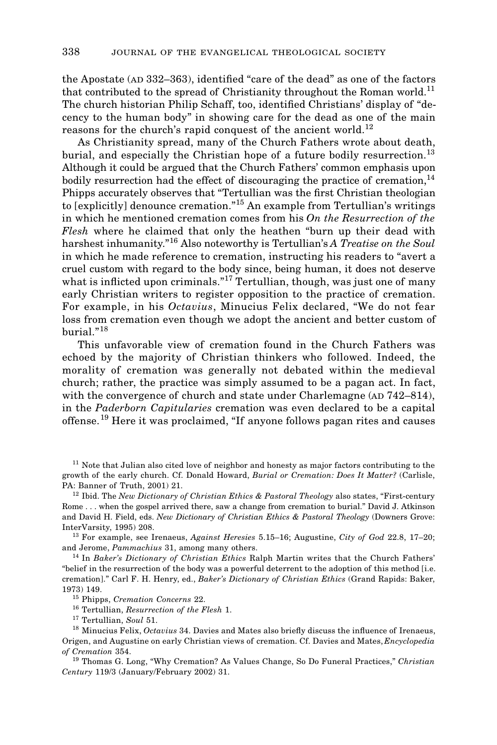the Apostate (AD 332–363), identified "care of the dead" as one of the factors that contributed to the spread of Christianity throughout the Roman world.[11] The church historian Philip Schaff, too, identified Christians' display of "decency to the human body" in showing care for the dead as one of the main reasons for the church's rapid conquest of the ancient world.[12]

As Christianity spread, many of the Church Fathers wrote about death, burial, and especially the Christian hope of a future bodily resurrection.[13] Although it could be argued that the Church Fathers' common emphasis upon bodily resurrection had the effect of discouraging the practice of cremation,[14] Phipps accurately observes that "Tertullian was the first Christian theologian to [explicitly] denounce cremation."[15] An example from Tertullian's writings in which he mentioned cremation comes from his *On the Resurrection of the Flesh* where he claimed that only the heathen "burn up their dead with harshest inhumanity."[16] Also noteworthy is Tertullian's *A Treatise on the Soul* in which he made reference to cremation, instructing his readers to "avert a cruel custom with regard to the body since, being human, it does not deserve what is inflicted upon criminals."[17] Tertullian, though, was just one of many early Christian writers to register opposition to the practice of cremation. For example, in his *Octavius*, Minucius Felix declared, "We do not fear loss from cremation even though we adopt the ancient and better custom of burial."[18]

This unfavorable view of cremation found in the Church Fathers was echoed by the majority of Christian thinkers who followed. Indeed, the morality of cremation was generally not debated within the medieval church; rather, the practice was simply assumed to be a pagan act. In fact, with the convergence of church and state under Charlemagne (AD 742–814), in the *Paderborn Capitularies* cremation was even declared to be a capital offense.[19] Here it was proclaimed, "If anyone follows pagan rites and causes

---

[11] Note that Julian also cited love of neighbor and honesty as major factors contributing to the growth of the early church. Cf. Donald Howard, *Burial or Cremation: Does It Matter?* (Carlisle, PA: Banner of Truth, 2001) 21.

[12] Ibid. The *New Dictionary of Christian Ethics & Pastoral Theology* also states, "First-century Rome . . . when the gospel arrived there, saw a change from cremation to burial." David J. Atkinson and David H. Field, eds. *New Dictionary of Christian Ethics & Pastoral Theology* (Downers Grove: InterVarsity, 1995) 208.

[13] For example, see Irenaeus, *Against Heresies* 5.15–16; Augustine, *City of God* 22.8, 17–20; and Jerome, *Pammachius* 31, among many others.

[14] In *Baker's Dictionary of Christian Ethics* Ralph Martin writes that the Church Fathers' "belief in the resurrection of the body was a powerful deterrent to the adoption of this method [i.e. cremation]." Carl F. H. Henry, ed., *Baker's Dictionary of Christian Ethics* (Grand Rapids: Baker, 1973) 149.

[15] Phipps, *Cremation Concerns* 22.

[16] Tertullian, *Resurrection of the Flesh* 1.

[17] Tertullian, *Soul* 51.

[18] Minucius Felix, *Octavius* 34. Davies and Mates also briefly discuss the influence of Irenaeus, Origen, and Augustine on early Christian views of cremation. Cf. Davies and Mates, *Encyclopedia of Cremation* 354.

[19] Thomas G. Long, "Why Cremation? As Values Change, So Do Funeral Practices," *Christian Century* 119/3 (January/February 2002) 31.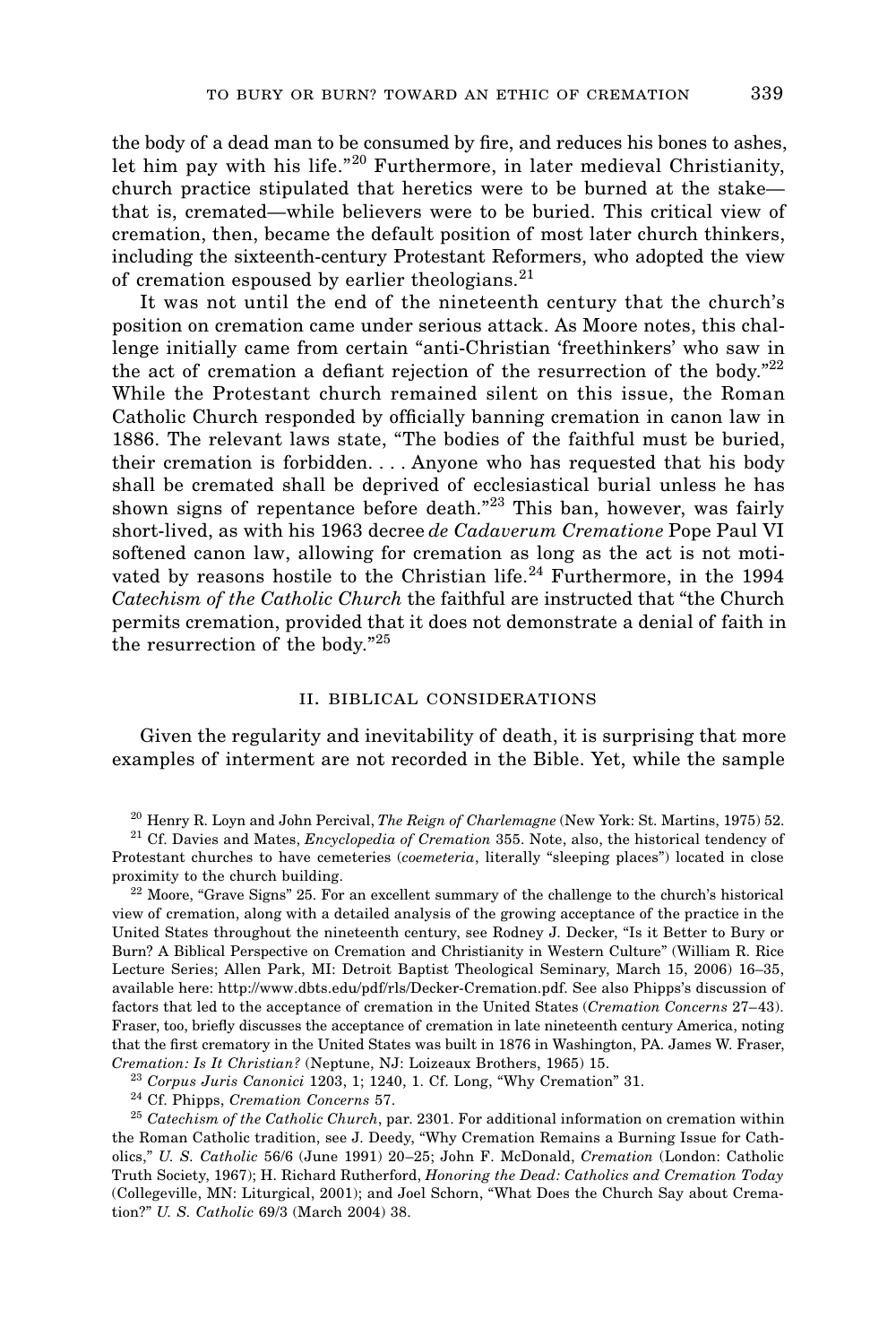the body of a dead man to be consumed by fire, and reduces his bones to ashes, let him pay with his life."[20] Furthermore, in later medieval Christianity, church practice stipulated that heretics were to be burned at the stake—that is, cremated—while believers were to be buried. This critical view of cremation, then, became the default position of most later church thinkers, including the sixteenth-century Protestant Reformers, who adopted the view of cremation espoused by earlier theologians.[21]

It was not until the end of the nineteenth century that the church's position on cremation came under serious attack. As Moore notes, this challenge initially came from certain "anti-Christian 'freethinkers' who saw in the act of cremation a defiant rejection of the resurrection of the body."[22] While the Protestant church remained silent on this issue, the Roman Catholic Church responded by officially banning cremation in canon law in 1886. The relevant laws state, "The bodies of the faithful must be buried, their cremation is forbidden. . . . Anyone who has requested that his body shall be cremated shall be deprived of ecclesiastical burial unless he has shown signs of repentance before death."[23] This ban, however, was fairly short-lived, as with his 1963 decree *de Cadaverum Crematione* Pope Paul VI softened canon law, allowing for cremation as long as the act is not motivated by reasons hostile to the Christian life.[24] Furthermore, in the 1994 *Catechism of the Catholic Church* the faithful are instructed that "the Church permits cremation, provided that it does not demonstrate a denial of faith in the resurrection of the body."[25]

## II. BIBLICAL CONSIDERATIONS

Given the regularity and inevitability of death, it is surprising that more examples of interment are not recorded in the Bible. Yet, while the sample

[20] Henry R. Loyn and John Percival, *The Reign of Charlemagne* (New York: St. Martins, 1975) 52.

[21] Cf. Davies and Mates, *Encyclopedia of Cremation* 355. Note, also, the historical tendency of Protestant churches to have cemeteries (*coemeteria*, literally "sleeping places") located in close proximity to the church building.

[22] Moore, "Grave Signs" 25. For an excellent summary of the challenge to the church's historical view of cremation, along with a detailed analysis of the growing acceptance of the practice in the United States throughout the nineteenth century, see Rodney J. Decker, "Is it Better to Bury or Burn? A Biblical Perspective on Cremation and Christianity in Western Culture" (William R. Rice Lecture Series; Allen Park, MI: Detroit Baptist Theological Seminary, March 15, 2006) 16–35, available here: http://www.dbts.edu/pdf/rls/Decker-Cremation.pdf. See also Phipps's discussion of factors that led to the acceptance of cremation in the United States (*Cremation Concerns* 27–43). Fraser, too, briefly discusses the acceptance of cremation in late nineteenth century America, noting that the first crematory in the United States was built in 1876 in Washington, PA. James W. Fraser, *Cremation: Is It Christian?* (Neptune, NJ: Loizeaux Brothers, 1965) 15.

[23] *Corpus Juris Canonici* 1203, 1; 1240, 1. Cf. Long, "Why Cremation" 31.

[24] Cf. Phipps, *Cremation Concerns* 57.

[25] *Catechism of the Catholic Church*, par. 2301. For additional information on cremation within the Roman Catholic tradition, see J. Deedy, "Why Cremation Remains a Burning Issue for Catholics," *U. S. Catholic* 56/6 (June 1991) 20–25; John F. McDonald, *Cremation* (London: Catholic Truth Society, 1967); H. Richard Rutherford, *Honoring the Dead: Catholics and Cremation Today* (Collegeville, MN: Liturgical, 2001); and Joel Schorn, "What Does the Church Say about Cremation?" *U. S. Catholic* 69/3 (March 2004) 38.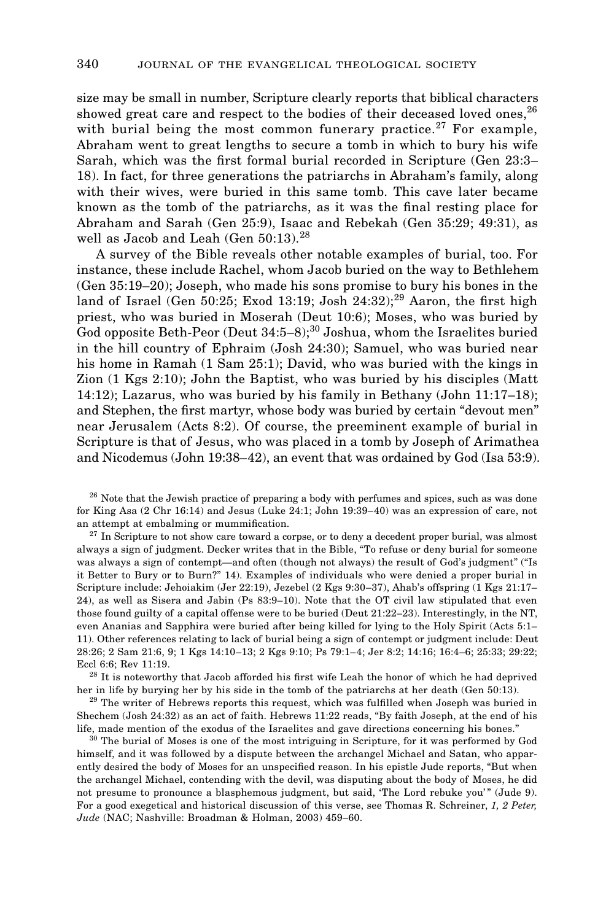size may be small in number, Scripture clearly reports that biblical characters showed great care and respect to the bodies of their deceased loved ones,[26] with burial being the most common funerary practice.[27] For example, Abraham went to great lengths to secure a tomb in which to bury his wife Sarah, which was the first formal burial recorded in Scripture (Gen 23:3–18). In fact, for three generations the patriarchs in Abraham's family, along with their wives, were buried in this same tomb. This cave later became known as the tomb of the patriarchs, as it was the final resting place for Abraham and Sarah (Gen 25:9), Isaac and Rebekah (Gen 35:29; 49:31), as well as Jacob and Leah (Gen 50:13).[28]

A survey of the Bible reveals other notable examples of burial, too. For instance, these include Rachel, whom Jacob buried on the way to Bethlehem (Gen 35:19–20); Joseph, who made his sons promise to bury his bones in the land of Israel (Gen 50:25; Exod 13:19; Josh 24:32);[29] Aaron, the first high priest, who was buried in Moserah (Deut 10:6); Moses, who was buried by God opposite Beth-Peor (Deut 34:5–8);[30] Joshua, whom the Israelites buried in the hill country of Ephraim (Josh 24:30); Samuel, who was buried near his home in Ramah (1 Sam 25:1); David, who was buried with the kings in Zion (1 Kgs 2:10); John the Baptist, who was buried by his disciples (Matt 14:12); Lazarus, who was buried by his family in Bethany (John 11:17–18); and Stephen, the first martyr, whose body was buried by certain "devout men" near Jerusalem (Acts 8:2). Of course, the preeminent example of burial in Scripture is that of Jesus, who was placed in a tomb by Joseph of Arimathea and Nicodemus (John 19:38–42), an event that was ordained by God (Isa 53:9).

[26] Note that the Jewish practice of preparing a body with perfumes and spices, such as was done for King Asa (2 Chr 16:14) and Jesus (Luke 24:1; John 19:39–40) was an expression of care, not an attempt at embalming or mummification.

[27] In Scripture to not show care toward a corpse, or to deny a decedent proper burial, was almost always a sign of judgment. Decker writes that in the Bible, "To refuse or deny burial for someone was always a sign of contempt—and often (though not always) the result of God's judgment" ("Is it Better to Bury or to Burn?" 14). Examples of individuals who were denied a proper burial in Scripture include: Jehoiakim (Jer 22:19), Jezebel (2 Kgs 9:30–37), Ahab's offspring (1 Kgs 21:17–24), as well as Sisera and Jabin (Ps 83:9–10). Note that the OT civil law stipulated that even those found guilty of a capital offense were to be buried (Deut 21:22–23). Interestingly, in the NT, even Ananias and Sapphira were buried after being killed for lying to the Holy Spirit (Acts 5:1–11). Other references relating to lack of burial being a sign of contempt or judgment include: Deut 28:26; 2 Sam 21:6, 9; 1 Kgs 14:10–13; 2 Kgs 9:10; Ps 79:1–4; Jer 8:2; 14:16; 16:4–6; 25:33; 29:22; Eccl 6:6; Rev 11:19.

[28] It is noteworthy that Jacob afforded his first wife Leah the honor of which he had deprived her in life by burying her by his side in the tomb of the patriarchs at her death (Gen 50:13).

[29] The writer of Hebrews reports this request, which was fulfilled when Joseph was buried in Shechem (Josh 24:32) as an act of faith. Hebrews 11:22 reads, "By faith Joseph, at the end of his life, made mention of the exodus of the Israelites and gave directions concerning his bones."

[30] The burial of Moses is one of the most intriguing in Scripture, for it was performed by God himself, and it was followed by a dispute between the archangel Michael and Satan, who apparently desired the body of Moses for an unspecified reason. In his epistle Jude reports, "But when the archangel Michael, contending with the devil, was disputing about the body of Moses, he did not presume to pronounce a blasphemous judgment, but said, 'The Lord rebuke you'" (Jude 9). For a good exegetical and historical discussion of this verse, see Thomas R. Schreiner, *1, 2 Peter, Jude* (NAC; Nashville: Broadman & Holman, 2003) 459–60.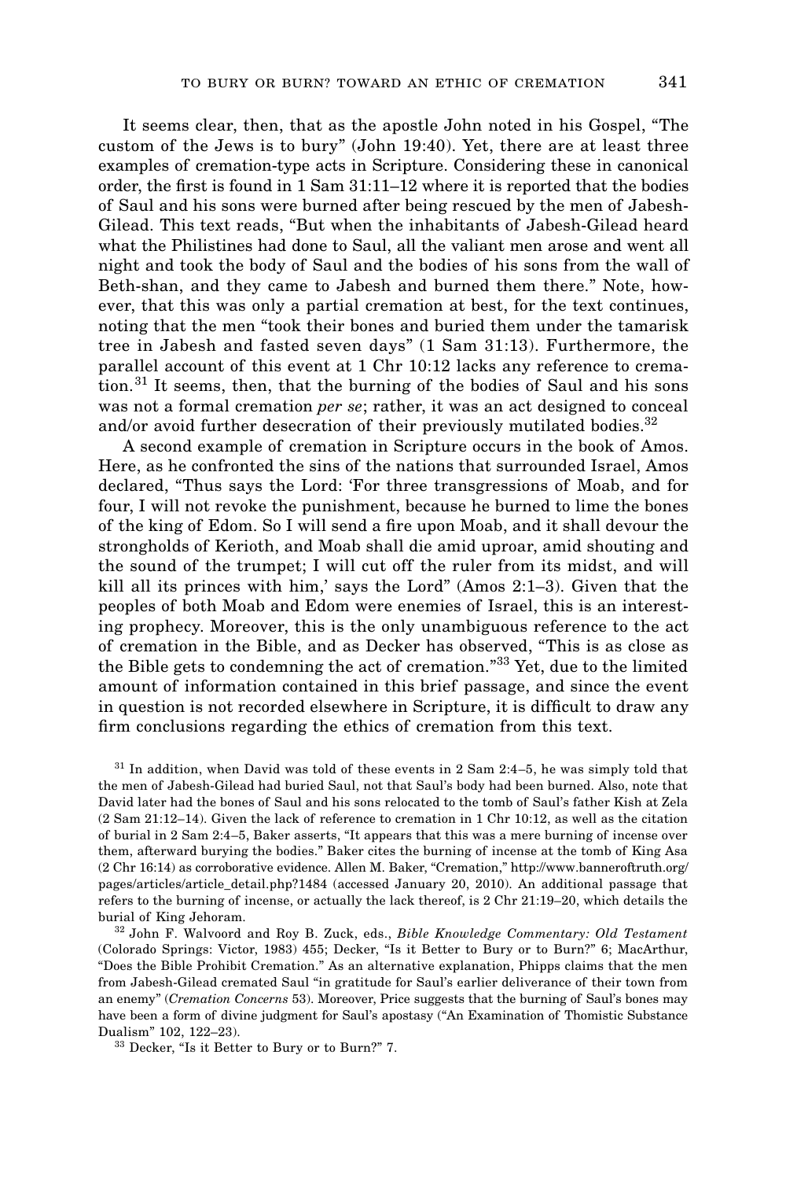It seems clear, then, that as the apostle John noted in his Gospel, "The custom of the Jews is to bury" (John 19:40). Yet, there are at least three examples of cremation-type acts in Scripture. Considering these in canonical order, the first is found in 1 Sam 31:11–12 where it is reported that the bodies of Saul and his sons were burned after being rescued by the men of Jabesh-Gilead. This text reads, "But when the inhabitants of Jabesh-Gilead heard what the Philistines had done to Saul, all the valiant men arose and went all night and took the body of Saul and the bodies of his sons from the wall of Beth-shan, and they came to Jabesh and burned them there." Note, however, that this was only a partial cremation at best, for the text continues, noting that the men "took their bones and buried them under the tamarisk tree in Jabesh and fasted seven days" (1 Sam 31:13). Furthermore, the parallel account of this event at 1 Chr 10:12 lacks any reference to cremation.[31] It seems, then, that the burning of the bodies of Saul and his sons was not a formal cremation *per se*; rather, it was an act designed to conceal and/or avoid further desecration of their previously mutilated bodies.[32]

A second example of cremation in Scripture occurs in the book of Amos. Here, as he confronted the sins of the nations that surrounded Israel, Amos declared, "Thus says the Lord: 'For three transgressions of Moab, and for four, I will not revoke the punishment, because he burned to lime the bones of the king of Edom. So I will send a fire upon Moab, and it shall devour the strongholds of Kerioth, and Moab shall die amid uproar, amid shouting and the sound of the trumpet; I will cut off the ruler from its midst, and will kill all its princes with him,' says the Lord" (Amos 2:1–3). Given that the peoples of both Moab and Edom were enemies of Israel, this is an interesting prophecy. Moreover, this is the only unambiguous reference to the act of cremation in the Bible, and as Decker has observed, "This is as close as the Bible gets to condemning the act of cremation."[33] Yet, due to the limited amount of information contained in this brief passage, and since the event in question is not recorded elsewhere in Scripture, it is difficult to draw any firm conclusions regarding the ethics of cremation from this text.

[31] In addition, when David was told of these events in 2 Sam 2:4–5, he was simply told that the men of Jabesh-Gilead had buried Saul, not that Saul's body had been burned. Also, note that David later had the bones of Saul and his sons relocated to the tomb of Saul's father Kish at Zela (2 Sam 21:12–14). Given the lack of reference to cremation in 1 Chr 10:12, as well as the citation of burial in 2 Sam 2:4–5, Baker asserts, "It appears that this was a mere burning of incense over them, afterward burying the bodies." Baker cites the burning of incense at the tomb of King Asa (2 Chr 16:14) as corroborative evidence. Allen M. Baker, "Cremation," http://www.banneroftruth.org/pages/articles/article_detail.php?1484 (accessed January 20, 2010). An additional passage that refers to the burning of incense, or actually the lack thereof, is 2 Chr 21:19–20, which details the burial of King Jehoram.

[32] John F. Walvoord and Roy B. Zuck, eds., *Bible Knowledge Commentary: Old Testament* (Colorado Springs: Victor, 1983) 455; Decker, "Is it Better to Bury or to Burn?" 6; MacArthur, "Does the Bible Prohibit Cremation." As an alternative explanation, Phipps claims that the men from Jabesh-Gilead cremated Saul "in gratitude for Saul's earlier deliverance of their town from an enemy" (*Cremation Concerns* 53). Moreover, Price suggests that the burning of Saul's bones may have been a form of divine judgment for Saul's apostasy ("An Examination of Thomistic Substance Dualism" 102, 122–23).

[33] Decker, "Is it Better to Bury or to Burn?" 7.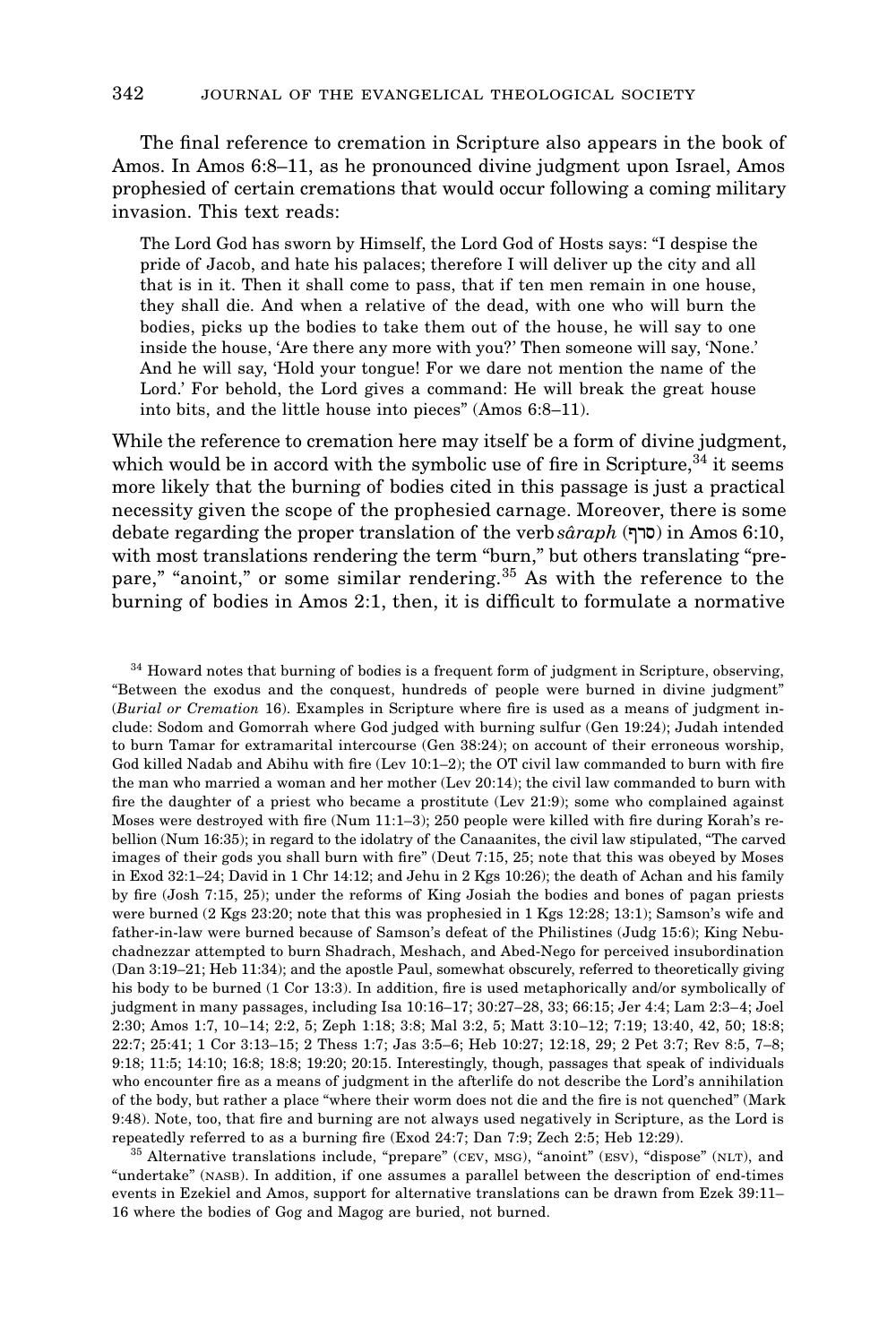The final reference to cremation in Scripture also appears in the book of Amos. In Amos 6:8–11, as he pronounced divine judgment upon Israel, Amos prophesied of certain cremations that would occur following a coming military invasion. This text reads:

> The Lord God has sworn by Himself, the Lord God of Hosts says: "I despise the pride of Jacob, and hate his palaces; therefore I will deliver up the city and all that is in it. Then it shall come to pass, that if ten men remain in one house, they shall die. And when a relative of the dead, with one who will burn the bodies, picks up the bodies to take them out of the house, he will say to one inside the house, 'Are there any more with you?' Then someone will say, 'None.' And he will say, 'Hold your tongue! For we dare not mention the name of the Lord.' For behold, the Lord gives a command: He will break the great house into bits, and the little house into pieces" (Amos 6:8–11).

While the reference to cremation here may itself be a form of divine judgment, which would be in accord with the symbolic use of fire in Scripture,[34] it seems more likely that the burning of bodies cited in this passage is just a practical necessity given the scope of the prophesied carnage. Moreover, there is some debate regarding the proper translation of the verb *sâraph* (סרף) in Amos 6:10, with most translations rendering the term "burn," but others translating "prepare," "anoint," or some similar rendering.[35] As with the reference to the burning of bodies in Amos 2:1, then, it is difficult to formulate a normative

[34] Howard notes that burning of bodies is a frequent form of judgment in Scripture, observing, "Between the exodus and the conquest, hundreds of people were burned in divine judgment" (*Burial or Cremation* 16). Examples in Scripture where fire is used as a means of judgment include: Sodom and Gomorrah where God judged with burning sulfur (Gen 19:24); Judah intended to burn Tamar for extramarital intercourse (Gen 38:24); on account of their erroneous worship, God killed Nadab and Abihu with fire (Lev 10:1–2); the OT civil law commanded to burn with fire the man who married a woman and her mother (Lev 20:14); the civil law commanded to burn with fire the daughter of a priest who became a prostitute (Lev 21:9); some who complained against Moses were destroyed with fire (Num 11:1–3); 250 people were killed with fire during Korah's rebellion (Num 16:35); in regard to the idolatry of the Canaanites, the civil law stipulated, "The carved images of their gods you shall burn with fire" (Deut 7:15, 25; note that this was obeyed by Moses in Exod 32:1–24; David in 1 Chr 14:12; and Jehu in 2 Kgs 10:26); the death of Achan and his family by fire (Josh 7:15, 25); under the reforms of King Josiah the bodies and bones of pagan priests were burned (2 Kgs 23:20; note that this was prophesied in 1 Kgs 12:28; 13:1); Samson's wife and father-in-law were burned because of Samson's defeat of the Philistines (Judg 15:6); King Nebuchadnezzar attempted to burn Shadrach, Meshach, and Abed-Nego for perceived insubordination (Dan 3:19–21; Heb 11:34); and the apostle Paul, somewhat obscurely, referred to theoretically giving his body to be burned (1 Cor 13:3). In addition, fire is used metaphorically and/or symbolically of judgment in many passages, including Isa 10:16–17; 30:27–28, 33; 66:15; Jer 4:4; Lam 2:3–4; Joel 2:30; Amos 1:7, 10–14; 2:2, 5; Zeph 1:18; 3:8; Mal 3:2, 5; Matt 3:10–12; 7:19; 13:40, 42, 50; 18:8; 22:7; 25:41; 1 Cor 3:13–15; 2 Thess 1:7; Jas 3:5–6; Heb 10:27; 12:18, 29; 2 Pet 3:7; Rev 8:5, 7–8; 9:18; 11:5; 14:10; 16:8; 18:8; 19:20; 20:15. Interestingly, though, passages that speak of individuals who encounter fire as a means of judgment in the afterlife do not describe the Lord's annihilation of the body, but rather a place "where their worm does not die and the fire is not quenched" (Mark 9:48). Note, too, that fire and burning are not always used negatively in Scripture, as the Lord is repeatedly referred to as a burning fire (Exod 24:7; Dan 7:9; Zech 2:5; Heb 12:29).

[35] Alternative translations include, "prepare" (CEV, MSG), "anoint" (ESV), "dispose" (NLT), and "undertake" (NASB). In addition, if one assumes a parallel between the description of end-times events in Ezekiel and Amos, support for alternative translations can be drawn from Ezek 39:11–16 where the bodies of Gog and Magog are buried, not burned.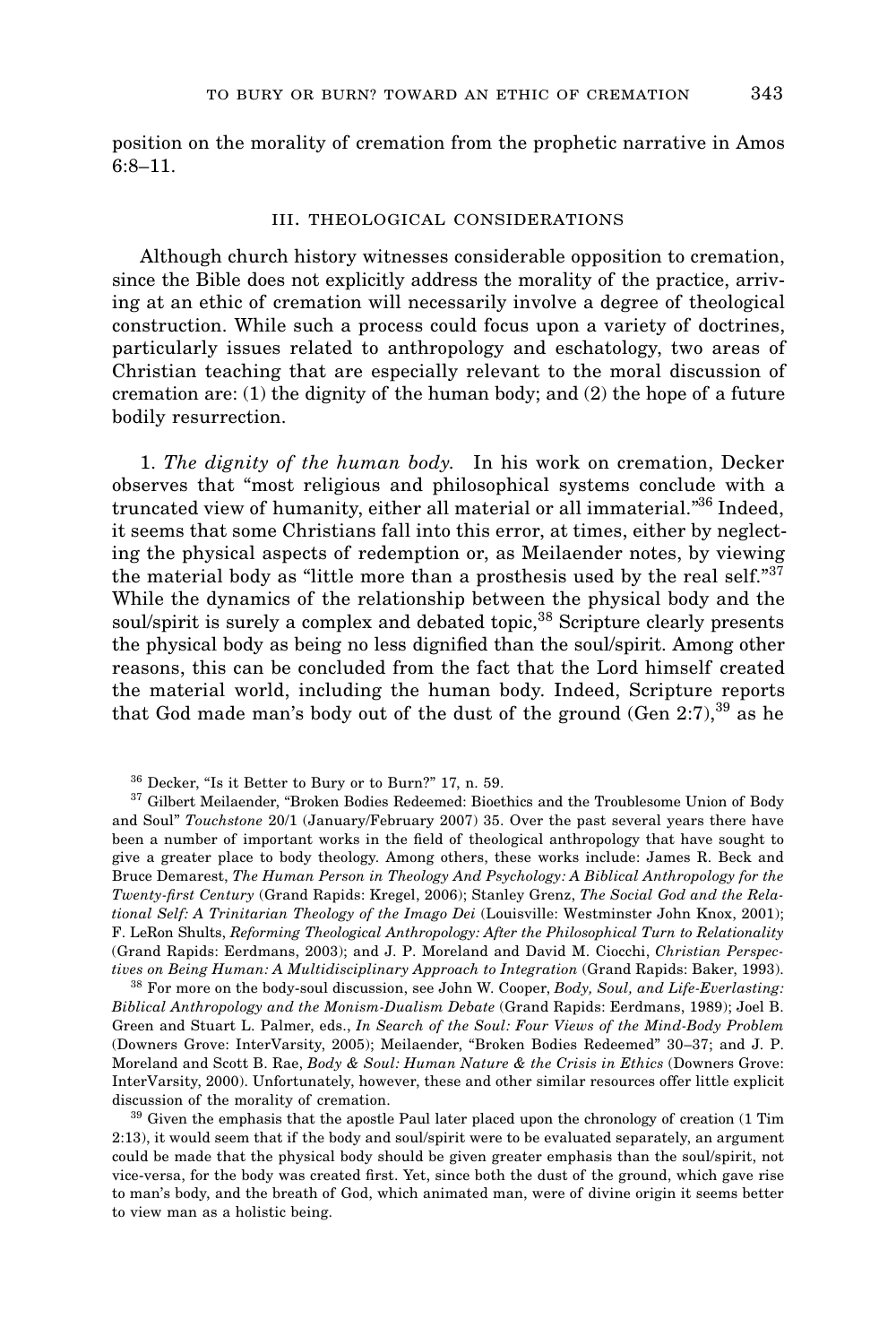position on the morality of cremation from the prophetic narrative in Amos 6:8–11.

### III. THEOLOGICAL CONSIDERATIONS

Although church history witnesses considerable opposition to cremation, since the Bible does not explicitly address the morality of the practice, arriving at an ethic of cremation will necessarily involve a degree of theological construction. While such a process could focus upon a variety of doctrines, particularly issues related to anthropology and eschatology, two areas of Christian teaching that are especially relevant to the moral discussion of cremation are: (1) the dignity of the human body; and (2) the hope of a future bodily resurrection.

1. *The dignity of the human body.* In his work on cremation, Decker observes that "most religious and philosophical systems conclude with a truncated view of humanity, either all material or all immaterial."[36] Indeed, it seems that some Christians fall into this error, at times, either by neglecting the physical aspects of redemption or, as Meilaender notes, by viewing the material body as "little more than a prosthesis used by the real self."[37] While the dynamics of the relationship between the physical body and the soul/spirit is surely a complex and debated topic,[38] Scripture clearly presents the physical body as being no less dignified than the soul/spirit. Among other reasons, this can be concluded from the fact that the Lord himself created the material world, including the human body. Indeed, Scripture reports that God made man's body out of the dust of the ground (Gen 2:7),[39] as he

---

[36] Decker, "Is it Better to Bury or to Burn?" 17, n. 59.

[37] Gilbert Meilaender, "Broken Bodies Redeemed: Bioethics and the Troublesome Union of Body and Soul" *Touchstone* 20/1 (January/February 2007) 35. Over the past several years there have been a number of important works in the field of theological anthropology that have sought to give a greater place to body theology. Among others, these works include: James R. Beck and Bruce Demarest, *The Human Person in Theology And Psychology: A Biblical Anthropology for the Twenty-first Century* (Grand Rapids: Kregel, 2006); Stanley Grenz, *The Social God and the Relational Self: A Trinitarian Theology of the Imago Dei* (Louisville: Westminster John Knox, 2001); F. LeRon Shults, *Reforming Theological Anthropology: After the Philosophical Turn to Relationality* (Grand Rapids: Eerdmans, 2003); and J. P. Moreland and David M. Ciocchi, *Christian Perspectives on Being Human: A Multidisciplinary Approach to Integration* (Grand Rapids: Baker, 1993).

[38] For more on the body-soul discussion, see John W. Cooper, *Body, Soul, and Life-Everlasting: Biblical Anthropology and the Monism-Dualism Debate* (Grand Rapids: Eerdmans, 1989); Joel B. Green and Stuart L. Palmer, eds., *In Search of the Soul: Four Views of the Mind-Body Problem* (Downers Grove: InterVarsity, 2005); Meilaender, "Broken Bodies Redeemed" 30–37; and J. P. Moreland and Scott B. Rae, *Body & Soul: Human Nature & the Crisis in Ethics* (Downers Grove: InterVarsity, 2000). Unfortunately, however, these and other similar resources offer little explicit discussion of the morality of cremation.

[39] Given the emphasis that the apostle Paul later placed upon the chronology of creation (1 Tim 2:13), it would seem that if the body and soul/spirit were to be evaluated separately, an argument could be made that the physical body should be given greater emphasis than the soul/spirit, not vice-versa, for the body was created first. Yet, since both the dust of the ground, which gave rise to man's body, and the breath of God, which animated man, were of divine origin it seems better to view man as a holistic being.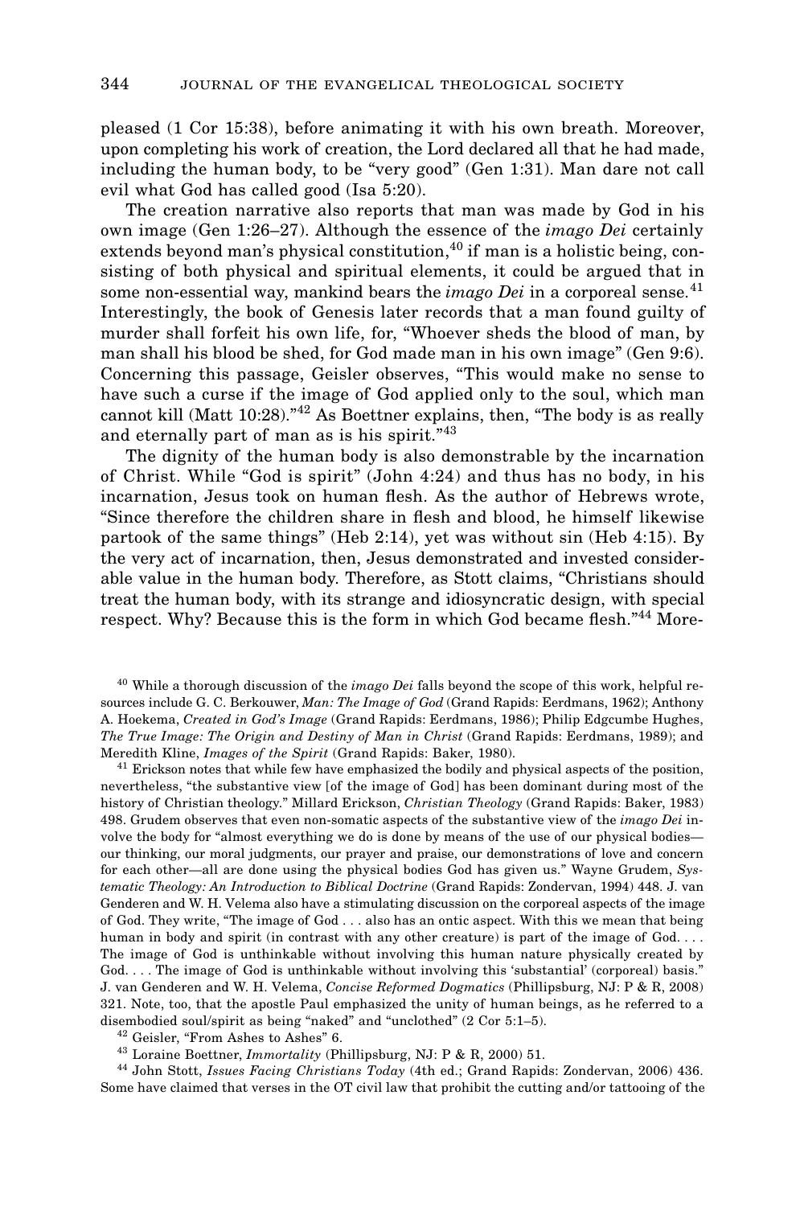pleased (1 Cor 15:38), before animating it with his own breath. Moreover, upon completing his work of creation, the Lord declared all that he had made, including the human body, to be "very good" (Gen 1:31). Man dare not call evil what God has called good (Isa 5:20).

The creation narrative also reports that man was made by God in his own image (Gen 1:26–27). Although the essence of the *imago Dei* certainly extends beyond man's physical constitution,[40] if man is a holistic being, consisting of both physical and spiritual elements, it could be argued that in some non-essential way, mankind bears the *imago Dei* in a corporeal sense.[41] Interestingly, the book of Genesis later records that a man found guilty of murder shall forfeit his own life, for, "Whoever sheds the blood of man, by man shall his blood be shed, for God made man in his own image" (Gen 9:6). Concerning this passage, Geisler observes, "This would make no sense to have such a curse if the image of God applied only to the soul, which man cannot kill (Matt 10:28)."[42] As Boettner explains, then, "The body is as really and eternally part of man as is his spirit."[43]

The dignity of the human body is also demonstrable by the incarnation of Christ. While "God is spirit" (John 4:24) and thus has no body, in his incarnation, Jesus took on human flesh. As the author of Hebrews wrote, "Since therefore the children share in flesh and blood, he himself likewise partook of the same things" (Heb 2:14), yet was without sin (Heb 4:15). By the very act of incarnation, then, Jesus demonstrated and invested considerable value in the human body. Therefore, as Stott claims, "Christians should treat the human body, with its strange and idiosyncratic design, with special respect. Why? Because this is the form in which God became flesh."[44] More-

---

[40] While a thorough discussion of the *imago Dei* falls beyond the scope of this work, helpful resources include G. C. Berkouwer, *Man: The Image of God* (Grand Rapids: Eerdmans, 1962); Anthony A. Hoekema, *Created in God's Image* (Grand Rapids: Eerdmans, 1986); Philip Edgcumbe Hughes, *The True Image: The Origin and Destiny of Man in Christ* (Grand Rapids: Eerdmans, 1989); and Meredith Kline, *Images of the Spirit* (Grand Rapids: Baker, 1980).

[41] Erickson notes that while few have emphasized the bodily and physical aspects of the position, nevertheless, "the substantive view [of the image of God] has been dominant during most of the history of Christian theology." Millard Erickson, *Christian Theology* (Grand Rapids: Baker, 1983) 498. Grudem observes that even non-somatic aspects of the substantive view of the *imago Dei* involve the body for "almost everything we do is done by means of the use of our physical bodies—our thinking, our moral judgments, our prayer and praise, our demonstrations of love and concern for each other—all are done using the physical bodies God has given us." Wayne Grudem, *Systematic Theology: An Introduction to Biblical Doctrine* (Grand Rapids: Zondervan, 1994) 448. J. van Genderen and W. H. Velema also have a stimulating discussion on the corporeal aspects of the image of God. They write, "The image of God . . . also has an ontic aspect. With this we mean that being human in body and spirit (in contrast with any other creature) is part of the image of God. . . . The image of God is unthinkable without involving this human nature physically created by God. . . . The image of God is unthinkable without involving this 'substantial' (corporeal) basis." J. van Genderen and W. H. Velema, *Concise Reformed Dogmatics* (Phillipsburg, NJ: P & R, 2008) 321. Note, too, that the apostle Paul emphasized the unity of human beings, as he referred to a disembodied soul/spirit as being "naked" and "unclothed" (2 Cor 5:1–5).

[42] Geisler, "From Ashes to Ashes" 6.

[43] Loraine Boettner, *Immortality* (Phillipsburg, NJ: P & R, 2000) 51.

[44] John Stott, *Issues Facing Christians Today* (4th ed.; Grand Rapids: Zondervan, 2006) 436. Some have claimed that verses in the OT civil law that prohibit the cutting and/or tattooing of the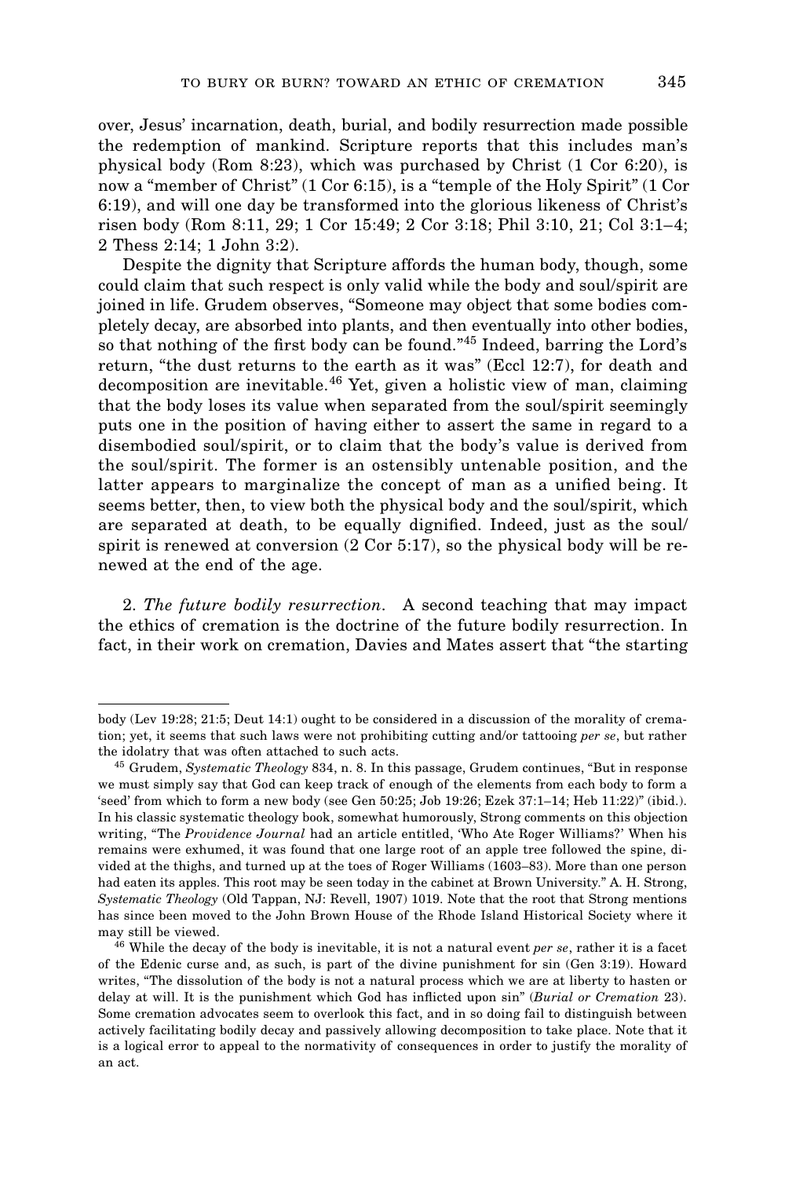over, Jesus' incarnation, death, burial, and bodily resurrection made possible the redemption of mankind. Scripture reports that this includes man's physical body (Rom 8:23), which was purchased by Christ (1 Cor 6:20), is now a "member of Christ" (1 Cor 6:15), is a "temple of the Holy Spirit" (1 Cor 6:19), and will one day be transformed into the glorious likeness of Christ's risen body (Rom 8:11, 29; 1 Cor 15:49; 2 Cor 3:18; Phil 3:10, 21; Col 3:1–4; 2 Thess 2:14; 1 John 3:2).

Despite the dignity that Scripture affords the human body, though, some could claim that such respect is only valid while the body and soul/spirit are joined in life. Grudem observes, "Someone may object that some bodies completely decay, are absorbed into plants, and then eventually into other bodies, so that nothing of the first body can be found."[45] Indeed, barring the Lord's return, "the dust returns to the earth as it was" (Eccl 12:7), for death and decomposition are inevitable.[46] Yet, given a holistic view of man, claiming that the body loses its value when separated from the soul/spirit seemingly puts one in the position of having either to assert the same in regard to a disembodied soul/spirit, or to claim that the body's value is derived from the soul/spirit. The former is an ostensibly untenable position, and the latter appears to marginalize the concept of man as a unified being. It seems better, then, to view both the physical body and the soul/spirit, which are separated at death, to be equally dignified. Indeed, just as the soul/spirit is renewed at conversion (2 Cor 5:17), so the physical body will be renewed at the end of the age.

2. *The future bodily resurrection*. A second teaching that may impact the ethics of cremation is the doctrine of the future bodily resurrection. In fact, in their work on cremation, Davies and Mates assert that "the starting

---

body (Lev 19:28; 21:5; Deut 14:1) ought to be considered in a discussion of the morality of cremation; yet, it seems that such laws were not prohibiting cutting and/or tattooing *per se*, but rather the idolatry that was often attached to such acts.

[45] Grudem, *Systematic Theology* 834, n. 8. In this passage, Grudem continues, "But in response we must simply say that God can keep track of enough of the elements from each body to form a 'seed' from which to form a new body (see Gen 50:25; Job 19:26; Ezek 37:1–14; Heb 11:22)" (ibid.). In his classic systematic theology book, somewhat humorously, Strong comments on this objection writing, "The *Providence Journal* had an article entitled, 'Who Ate Roger Williams?' When his remains were exhumed, it was found that one large root of an apple tree followed the spine, divided at the thighs, and turned up at the toes of Roger Williams (1603–83). More than one person had eaten its apples. This root may be seen today in the cabinet at Brown University." A. H. Strong, *Systematic Theology* (Old Tappan, NJ: Revell, 1907) 1019. Note that the root that Strong mentions has since been moved to the John Brown House of the Rhode Island Historical Society where it may still be viewed.

[46] While the decay of the body is inevitable, it is not a natural event *per se*, rather it is a facet of the Edenic curse and, as such, is part of the divine punishment for sin (Gen 3:19). Howard writes, "The dissolution of the body is not a natural process which we are at liberty to hasten or delay at will. It is the punishment which God has inflicted upon sin" (*Burial or Cremation* 23). Some cremation advocates seem to overlook this fact, and in so doing fail to distinguish between actively facilitating bodily decay and passively allowing decomposition to take place. Note that it is a logical error to appeal to the normativity of consequences in order to justify the morality of an act.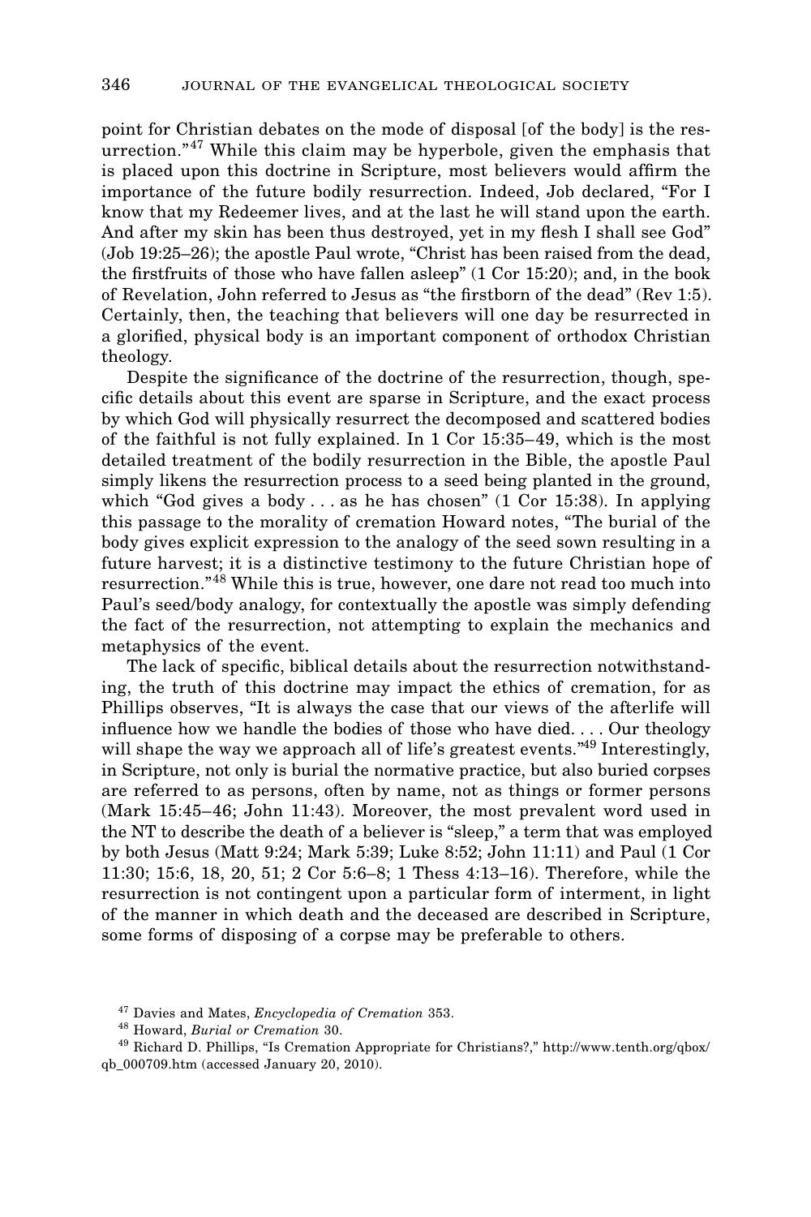point for Christian debates on the mode of disposal [of the body] is the resurrection."[47] While this claim may be hyperbole, given the emphasis that is placed upon this doctrine in Scripture, most believers would affirm the importance of the future bodily resurrection. Indeed, Job declared, "For I know that my Redeemer lives, and at the last he will stand upon the earth. And after my skin has been thus destroyed, yet in my flesh I shall see God" (Job 19:25–26); the apostle Paul wrote, "Christ has been raised from the dead, the firstfruits of those who have fallen asleep" (1 Cor 15:20); and, in the book of Revelation, John referred to Jesus as "the firstborn of the dead" (Rev 1:5). Certainly, then, the teaching that believers will one day be resurrected in a glorified, physical body is an important component of orthodox Christian theology.

Despite the significance of the doctrine of the resurrection, though, specific details about this event are sparse in Scripture, and the exact process by which God will physically resurrect the decomposed and scattered bodies of the faithful is not fully explained. In 1 Cor 15:35–49, which is the most detailed treatment of the bodily resurrection in the Bible, the apostle Paul simply likens the resurrection process to a seed being planted in the ground, which "God gives a body . . . as he has chosen" (1 Cor 15:38). In applying this passage to the morality of cremation Howard notes, "The burial of the body gives explicit expression to the analogy of the seed sown resulting in a future harvest; it is a distinctive testimony to the future Christian hope of resurrection."[48] While this is true, however, one dare not read too much into Paul's seed/body analogy, for contextually the apostle was simply defending the fact of the resurrection, not attempting to explain the mechanics and metaphysics of the event.

The lack of specific, biblical details about the resurrection notwithstanding, the truth of this doctrine may impact the ethics of cremation, for as Phillips observes, "It is always the case that our views of the afterlife will influence how we handle the bodies of those who have died. . . . Our theology will shape the way we approach all of life's greatest events."[49] Interestingly, in Scripture, not only is burial the normative practice, but also buried corpses are referred to as persons, often by name, not as things or former persons (Mark 15:45–46; John 11:43). Moreover, the most prevalent word used in the NT to describe the death of a believer is "sleep," a term that was employed by both Jesus (Matt 9:24; Mark 5:39; Luke 8:52; John 11:11) and Paul (1 Cor 11:30; 15:6, 18, 20, 51; 2 Cor 5:6–8; 1 Thess 4:13–16). Therefore, while the resurrection is not contingent upon a particular form of interment, in light of the manner in which death and the deceased are described in Scripture, some forms of disposing of a corpse may be preferable to others.

---

[47] Davies and Mates, *Encyclopedia of Cremation* 353.

[48] Howard, *Burial or Cremation* 30.

[49] Richard D. Phillips, "Is Cremation Appropriate for Christians?," http://www.tenth.org/qbox/qb_000709.htm (accessed January 20, 2010).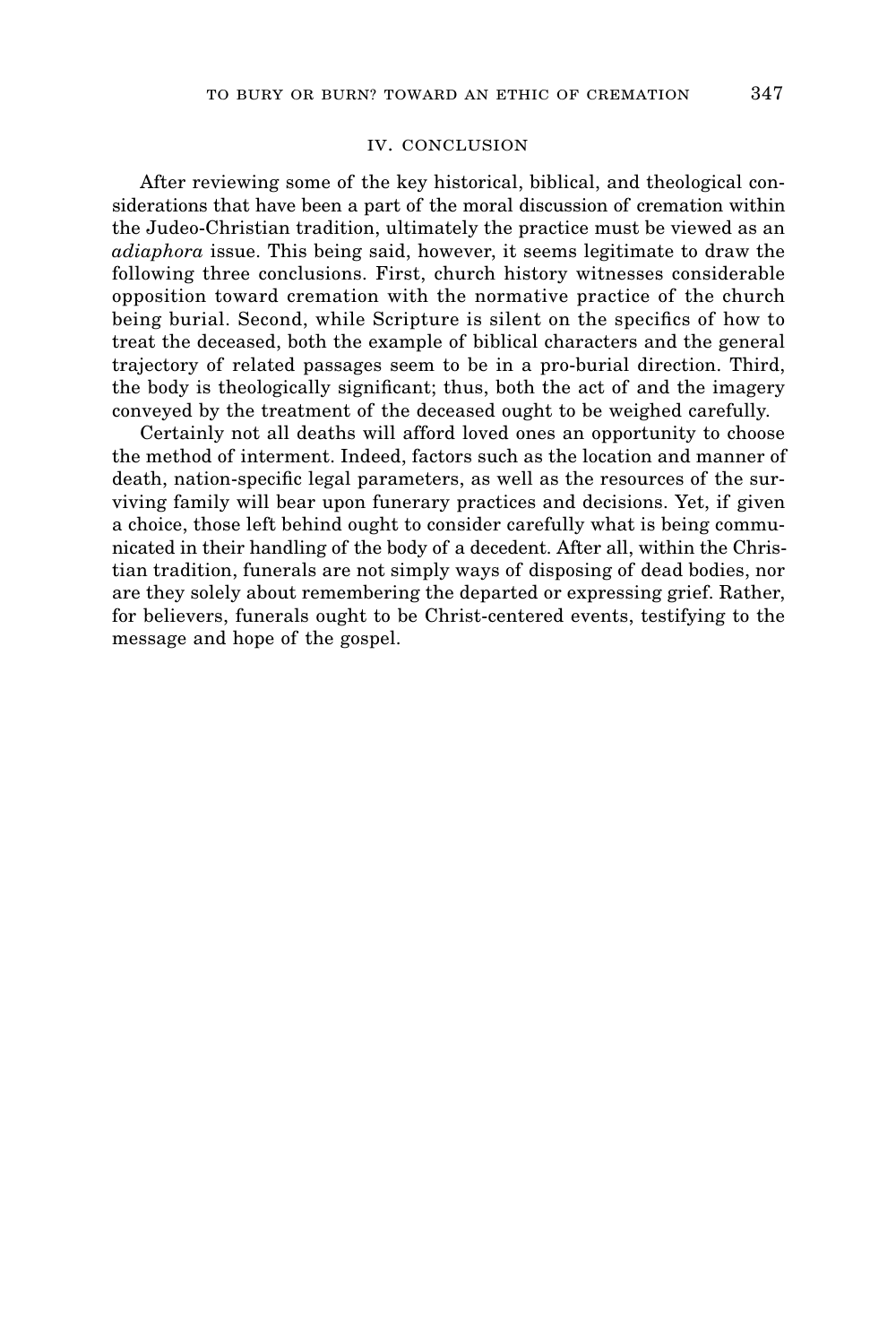## IV. CONCLUSION

After reviewing some of the key historical, biblical, and theological considerations that have been a part of the moral discussion of cremation within the Judeo-Christian tradition, ultimately the practice must be viewed as an *adiaphora* issue. This being said, however, it seems legitimate to draw the following three conclusions. First, church history witnesses considerable opposition toward cremation with the normative practice of the church being burial. Second, while Scripture is silent on the specifics of how to treat the deceased, both the example of biblical characters and the general trajectory of related passages seem to be in a pro-burial direction. Third, the body is theologically significant; thus, both the act of and the imagery conveyed by the treatment of the deceased ought to be weighed carefully.

Certainly not all deaths will afford loved ones an opportunity to choose the method of interment. Indeed, factors such as the location and manner of death, nation-specific legal parameters, as well as the resources of the surviving family will bear upon funerary practices and decisions. Yet, if given a choice, those left behind ought to consider carefully what is being communicated in their handling of the body of a decedent. After all, within the Christian tradition, funerals are not simply ways of disposing of dead bodies, nor are they solely about remembering the departed or expressing grief. Rather, for believers, funerals ought to be Christ-centered events, testifying to the message and hope of the gospel.